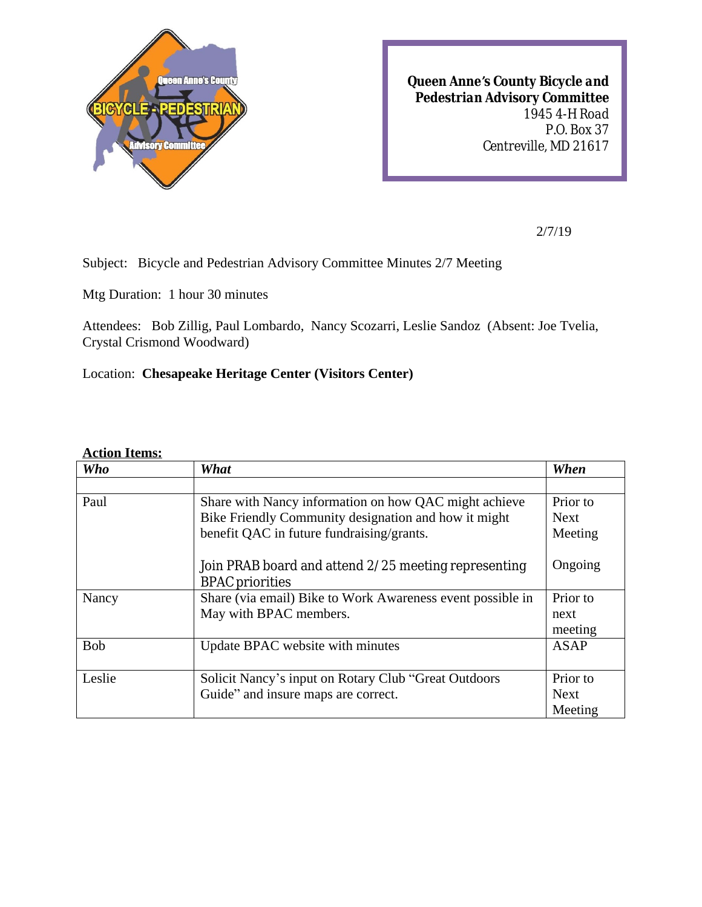**Queen Anne's County Bicycle and Pedestrian Advisory Committee**
1945 4-H Road
P.O. Box 37
Centreville, MD 21617

2/7/19

Subject: Bicycle and Pedestrian Advisory Committee Minutes 2/7 Meeting

Mtg Duration: 1 hour 30 minutes

Attendees: Bob Zillig, Paul Lombardo, Nancy Scozarri, Leslie Sandoz (Absent: Joe Tvelia, Crystal Crismond Woodward)

Location: **Chesapeake Heritage Center (Visitors Center)**

**Action Items:**

| *Who* | *What* | *When* |
|---|---|---|
| | | |
| Paul | Share with Nancy information on how QAC might achieve Bike Friendly Community designation and how it might benefit QAC in future fundraising/grants.<br><br>Join PRAB board and attend 2/25 meeting representing BPAC priorities | Prior to Next Meeting<br><br>Ongoing |
| Nancy | Share (via email) Bike to Work Awareness event possible in May with BPAC members. | Prior to next meeting |
| Bob | Update BPAC website with minutes | ASAP |
| Leslie | Solicit Nancy's input on Rotary Club "Great Outdoors Guide" and insure maps are correct. | Prior to Next Meeting |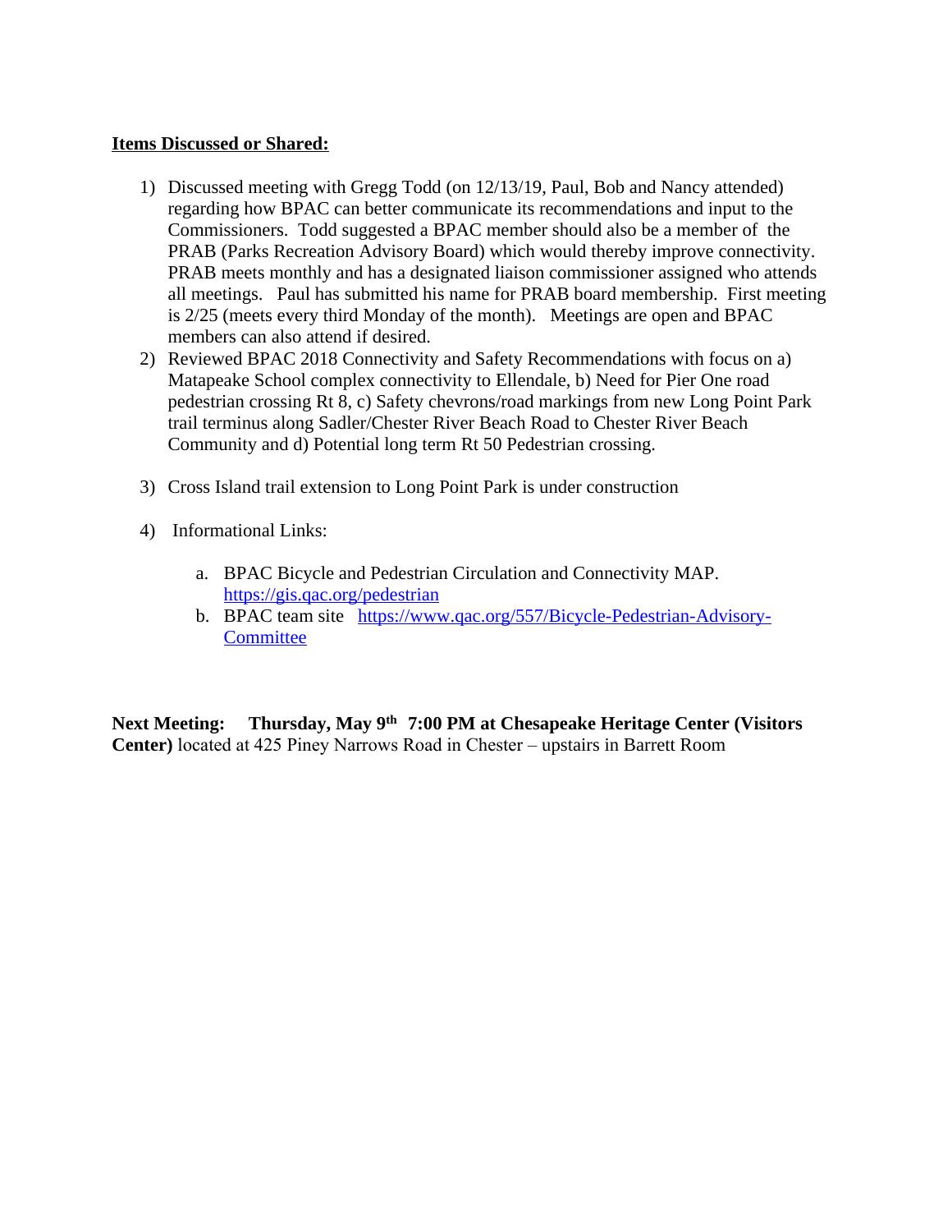**Items Discussed or Shared:**

1) Discussed meeting with Gregg Todd (on 12/13/19, Paul, Bob and Nancy attended) regarding how BPAC can better communicate its recommendations and input to the Commissioners. Todd suggested a BPAC member should also be a member of the PRAB (Parks Recreation Advisory Board) which would thereby improve connectivity. PRAB meets monthly and has a designated liaison commissioner assigned who attends all meetings. Paul has submitted his name for PRAB board membership. First meeting is 2/25 (meets every third Monday of the month). Meetings are open and BPAC members can also attend if desired.
2) Reviewed BPAC 2018 Connectivity and Safety Recommendations with focus on a) Matapeake School complex connectivity to Ellendale, b) Need for Pier One road pedestrian crossing Rt 8, c) Safety chevrons/road markings from new Long Point Park trail terminus along Sadler/Chester River Beach Road to Chester River Beach Community and d) Potential long term Rt 50 Pedestrian crossing.
3) Cross Island trail extension to Long Point Park is under construction
4) Informational Links:
    a. BPAC Bicycle and Pedestrian Circulation and Connectivity MAP. https://gis.qac.org/pedestrian
    b. BPAC team site https://www.qac.org/557/Bicycle-Pedestrian-Advisory-Committee

**Next Meeting: Thursday, May 9th 7:00 PM at Chesapeake Heritage Center (Visitors Center)** located at 425 Piney Narrows Road in Chester – upstairs in Barrett Room